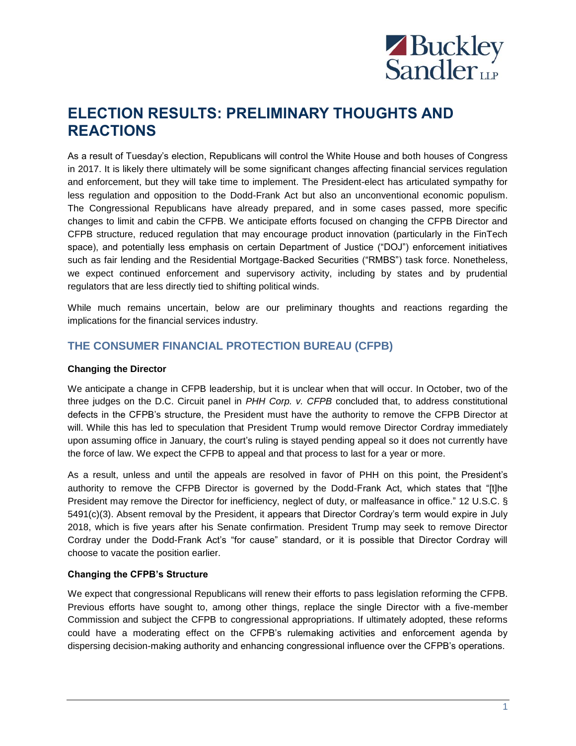# ELECTION RESULTS: PRELIMINARY THOUGHTS AND REACTIONS

As a result of Tuesday's election, Republicans will control the White House and both houses of Congress in 2017. It is likely there ultimately will be some significant changes affecting financial services regulation and enforcement, but they will take time to implement. The President-elect has articulated sympathy for less regulation and opposition to the Dodd-Frank Act but also an unconventional economic populism. The Congressional Republicans have already prepared, and in some cases passed, more specific changes to limit and cabin the CFPB. We anticipate efforts focused on changing the CFPB Director and CFPB structure, reduced regulation that may encourage product innovation (particularly in the FinTech space), and potentially less emphasis on certain Department of Justice ("DOJ") enforcement initiatives such as fair lending and the Residential Mortgage-Backed Securities ("RMBS") task force. Nonetheless, we expect continued enforcement and supervisory activity, including by states and by prudential regulators that are less directly tied to shifting political winds.

While much remains uncertain, below are our preliminary thoughts and reactions regarding the implications for the financial services industry.

## THE CONSUMER FINANCIAL PROTECTION BUREAU (CFPB)

### Changing the Director

We anticipate a change in CFPB leadership, but it is unclear when that will occur. In October, two of the three judges on the D.C. Circuit panel in *PHH Corp. v. CFPB* concluded that, to address constitutional defects in the CFPB's structure, the President must have the authority to remove the CFPB Director at will. While this has led to speculation that President Trump would remove Director Cordray immediately upon assuming office in January, the court's ruling is stayed pending appeal so it does not currently have the force of law. We expect the CFPB to appeal and that process to last for a year or more.

As a result, unless and until the appeals are resolved in favor of PHH on this point, the President's authority to remove the CFPB Director is governed by the Dodd-Frank Act, which states that "[t]he President may remove the Director for inefficiency, neglect of duty, or malfeasance in office." 12 U.S.C. § 5491(c)(3). Absent removal by the President, it appears that Director Cordray's term would expire in July 2018, which is five years after his Senate confirmation. President Trump may seek to remove Director Cordray under the Dodd-Frank Act's "for cause" standard, or it is possible that Director Cordray will choose to vacate the position earlier.

### Changing the CFPB's Structure

We expect that congressional Republicans will renew their efforts to pass legislation reforming the CFPB. Previous efforts have sought to, among other things, replace the single Director with a five-member Commission and subject the CFPB to congressional appropriations. If ultimately adopted, these reforms could have a moderating effect on the CFPB's rulemaking activities and enforcement agenda by dispersing decision-making authority and enhancing congressional influence over the CFPB's operations.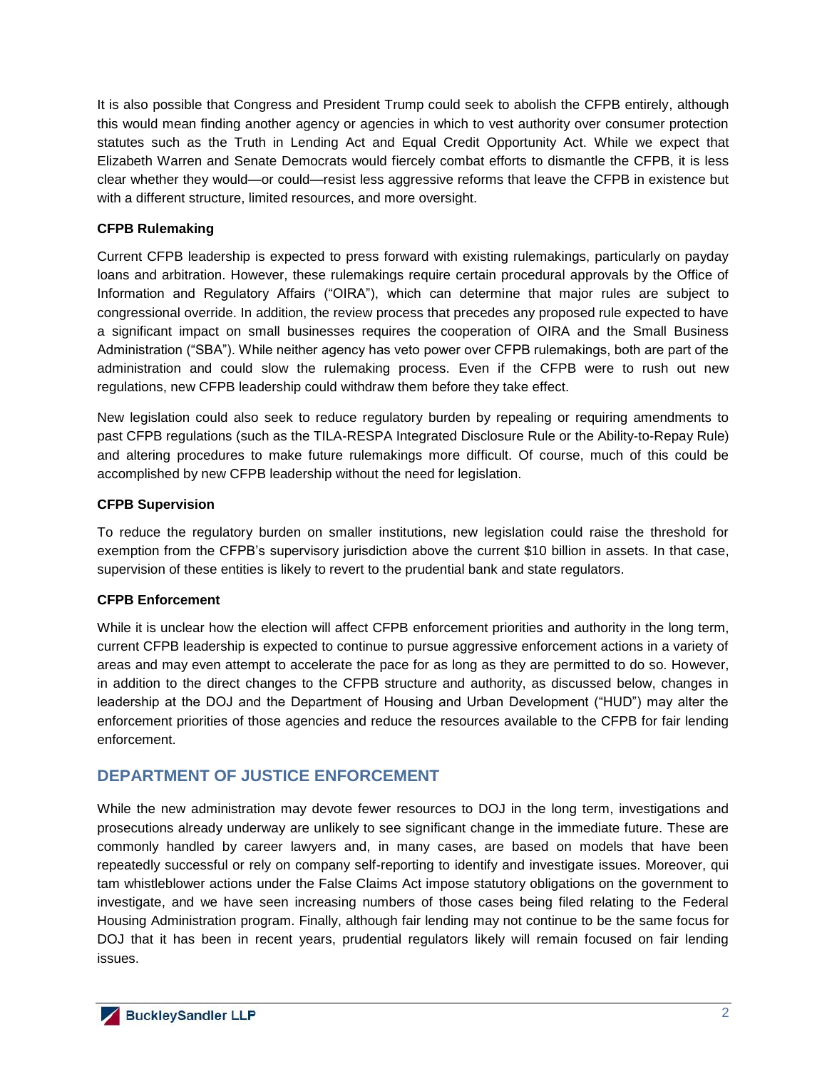It is also possible that Congress and President Trump could seek to abolish the CFPB entirely, although this would mean finding another agency or agencies in which to vest authority over consumer protection statutes such as the Truth in Lending Act and Equal Credit Opportunity Act. While we expect that Elizabeth Warren and Senate Democrats would fiercely combat efforts to dismantle the CFPB, it is less clear whether they would—or could—resist less aggressive reforms that leave the CFPB in existence but with a different structure, limited resources, and more oversight.

**CFPB Rulemaking**

Current CFPB leadership is expected to press forward with existing rulemakings, particularly on payday loans and arbitration. However, these rulemakings require certain procedural approvals by the Office of Information and Regulatory Affairs ("OIRA"), which can determine that major rules are subject to congressional override. In addition, the review process that precedes any proposed rule expected to have a significant impact on small businesses requires the cooperation of OIRA and the Small Business Administration ("SBA"). While neither agency has veto power over CFPB rulemakings, both are part of the administration and could slow the rulemaking process. Even if the CFPB were to rush out new regulations, new CFPB leadership could withdraw them before they take effect.

New legislation could also seek to reduce regulatory burden by repealing or requiring amendments to past CFPB regulations (such as the TILA-RESPA Integrated Disclosure Rule or the Ability-to-Repay Rule) and altering procedures to make future rulemakings more difficult. Of course, much of this could be accomplished by new CFPB leadership without the need for legislation.

**CFPB Supervision**

To reduce the regulatory burden on smaller institutions, new legislation could raise the threshold for exemption from the CFPB's supervisory jurisdiction above the current $10 billion in assets. In that case, supervision of these entities is likely to revert to the prudential bank and state regulators.

**CFPB Enforcement**

While it is unclear how the election will affect CFPB enforcement priorities and authority in the long term, current CFPB leadership is expected to continue to pursue aggressive enforcement actions in a variety of areas and may even attempt to accelerate the pace for as long as they are permitted to do so. However, in addition to the direct changes to the CFPB structure and authority, as discussed below, changes in leadership at the DOJ and the Department of Housing and Urban Development ("HUD") may alter the enforcement priorities of those agencies and reduce the resources available to the CFPB for fair lending enforcement.

## DEPARTMENT OF JUSTICE ENFORCEMENT

While the new administration may devote fewer resources to DOJ in the long term, investigations and prosecutions already underway are unlikely to see significant change in the immediate future. These are commonly handled by career lawyers and, in many cases, are based on models that have been repeatedly successful or rely on company self-reporting to identify and investigate issues. Moreover, qui tam whistleblower actions under the False Claims Act impose statutory obligations on the government to investigate, and we have seen increasing numbers of those cases being filed relating to the Federal Housing Administration program. Finally, although fair lending may not continue to be the same focus for DOJ that it has been in recent years, prudential regulators likely will remain focused on fair lending issues.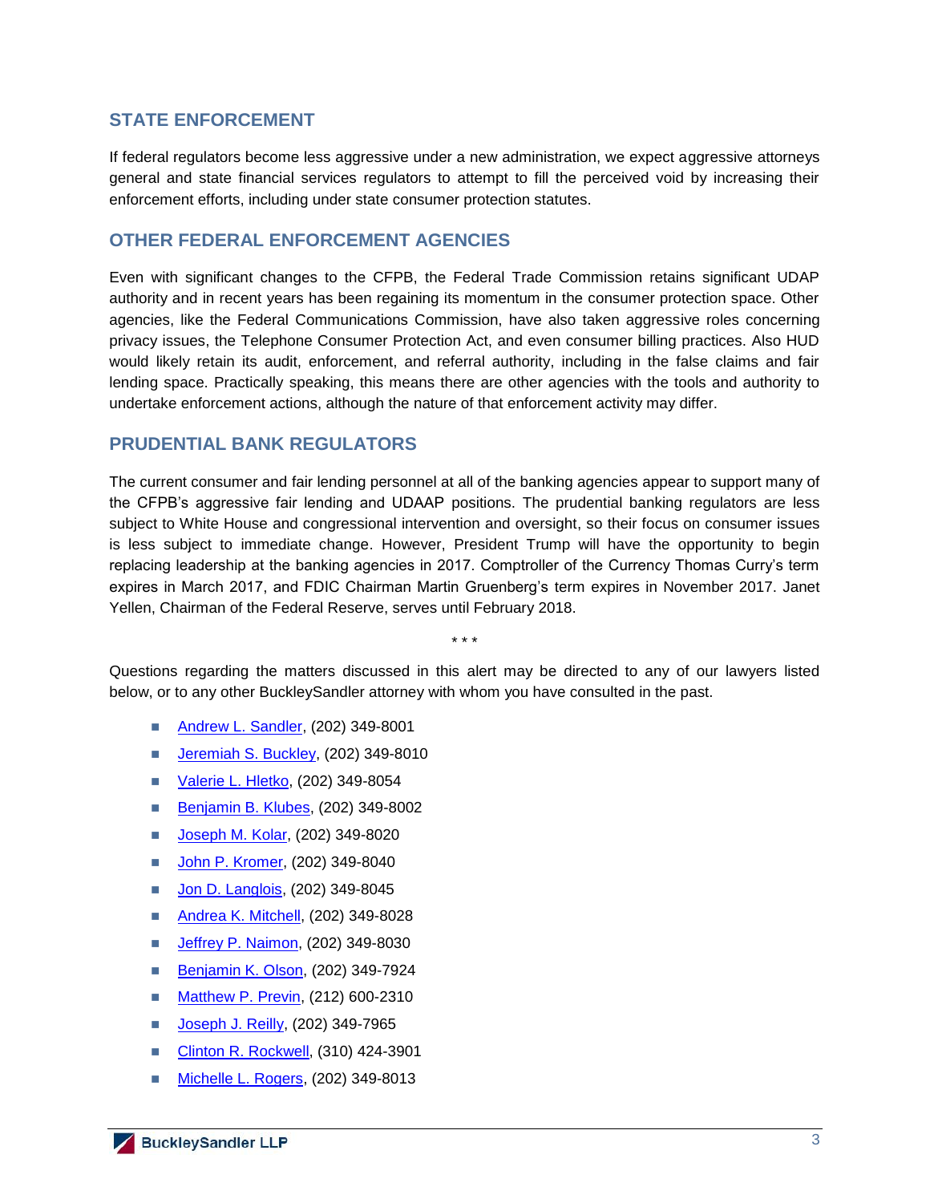## STATE ENFORCEMENT

If federal regulators become less aggressive under a new administration, we expect aggressive attorneys general and state financial services regulators to attempt to fill the perceived void by increasing their enforcement efforts, including under state consumer protection statutes.

## OTHER FEDERAL ENFORCEMENT AGENCIES

Even with significant changes to the CFPB, the Federal Trade Commission retains significant UDAP authority and in recent years has been regaining its momentum in the consumer protection space. Other agencies, like the Federal Communications Commission, have also taken aggressive roles concerning privacy issues, the Telephone Consumer Protection Act, and even consumer billing practices. Also HUD would likely retain its audit, enforcement, and referral authority, including in the false claims and fair lending space. Practically speaking, this means there are other agencies with the tools and authority to undertake enforcement actions, although the nature of that enforcement activity may differ.

## PRUDENTIAL BANK REGULATORS

The current consumer and fair lending personnel at all of the banking agencies appear to support many of the CFPB's aggressive fair lending and UDAAP positions. The prudential banking regulators are less subject to White House and congressional intervention and oversight, so their focus on consumer issues is less subject to immediate change. However, President Trump will have the opportunity to begin replacing leadership at the banking agencies in 2017. Comptroller of the Currency Thomas Curry's term expires in March 2017, and FDIC Chairman Martin Gruenberg's term expires in November 2017. Janet Yellen, Chairman of the Federal Reserve, serves until February 2018.

\* \* \*

Questions regarding the matters discussed in this alert may be directed to any of our lawyers listed below, or to any other BuckleySandler attorney with whom you have consulted in the past.

- Andrew L. Sandler, (202) 349-8001
- Jeremiah S. Buckley, (202) 349-8010
- Valerie L. Hletko, (202) 349-8054
- Benjamin B. Klubes, (202) 349-8002
- Joseph M. Kolar, (202) 349-8020
- John P. Kromer, (202) 349-8040
- Jon D. Langlois, (202) 349-8045
- Andrea K. Mitchell, (202) 349-8028
- Jeffrey P. Naimon, (202) 349-8030
- Benjamin K. Olson, (202) 349-7924
- Matthew P. Previn, (212) 600-2310
- Joseph J. Reilly, (202) 349-7965
- Clinton R. Rockwell, (310) 424-3901
- Michelle L. Rogers, (202) 349-8013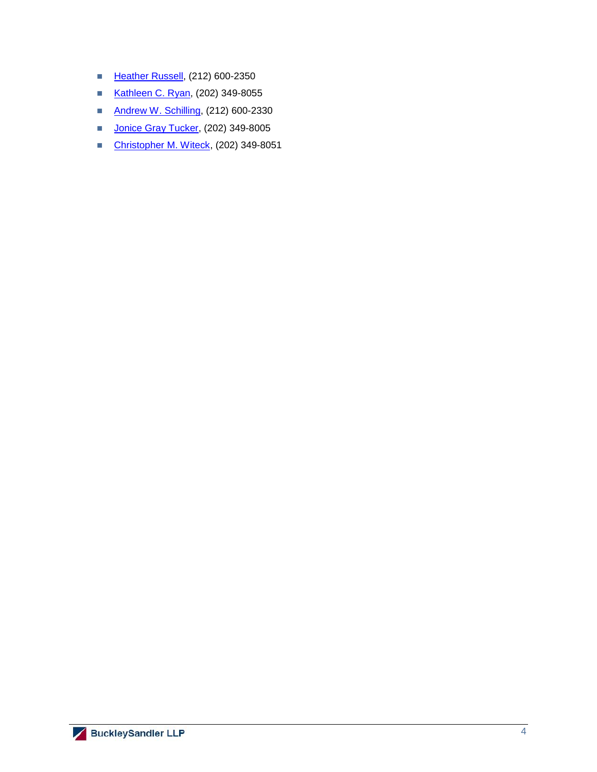- Heather Russell, (212) 600-2350
- Kathleen C. Ryan, (202) 349-8055
- Andrew W. Schilling, (212) 600-2330
- Jonice Gray Tucker, (202) 349-8005
- Christopher M. Witeck, (202) 349-8051